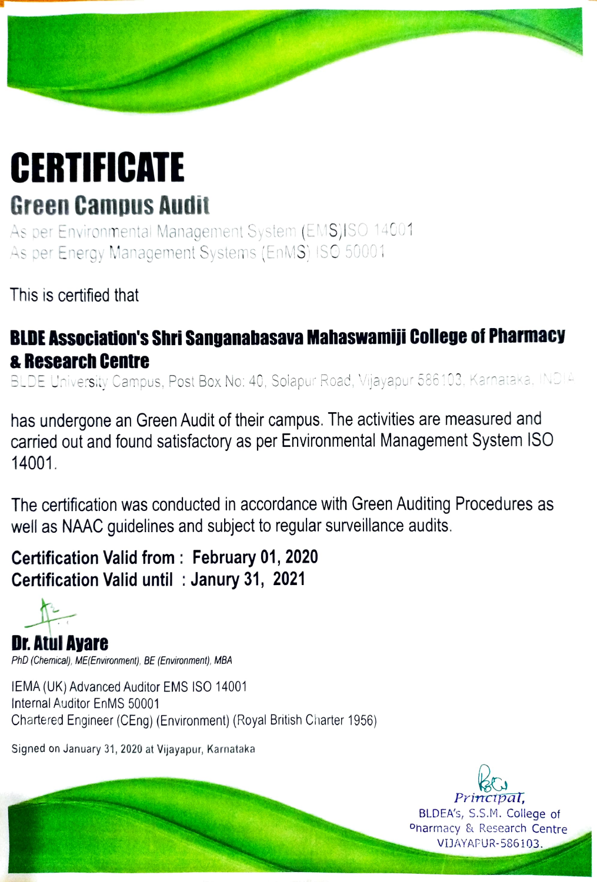# CERTIFICATE

## Green Campus Audit

As per Environmental Management System (EMS)ISO 14001
As per Energy Management Systems (EnMS) ISO 50001

This is certified that

**BLDE Association's Shri Sanganabasava Mahaswamiji College of Pharmacy & Research Centre**

BLDE University Campus, Post Box No: 40, Solapur Road, Vijayapur 586103, Karnataka, INDIA

has undergone an Green Audit of their campus. The activities are measured and carried out and found satisfactory as per Environmental Management System ISO 14001.

The certification was conducted in accordance with Green Auditing Procedures as well as NAAC guidelines and subject to regular surveillance audits.

**Certification Valid from : February 01, 2020**
**Certification Valid until : Janury 31, 2021**

**Dr. Atul Ayare**
*PhD (Chemical), ME(Environment), BE (Environment), MBA*

IEMA (UK) Advanced Auditor EMS ISO 14001
Internal Auditor EnMS 50001
Chartered Engineer (CEng) (Environment) (Royal British Charter 1956)

Signed on January 31, 2020 at Vijayapur, Karnataka

Principal,
BLDEA's, S.S.M. College of Pharmacy & Research Centre
VIJAYAPUR-586103.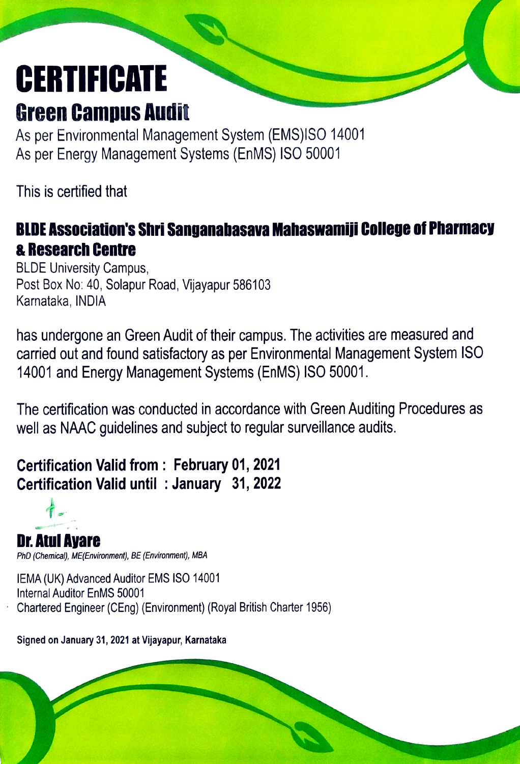# CERTIFICATE

## Green Campus Audit

As per Environmental Management System (EMS)ISO 14001
As per Energy Management Systems (EnMS) ISO 50001

This is certified that

**BLDE Association's Shri Sanganabasava Mahaswamiji College of Pharmacy & Research Centre**
BLDE University Campus,
Post Box No: 40, Solapur Road, Vijayapur 586103
Karnataka, INDIA

has undergone an Green Audit of their campus. The activities are measured and carried out and found satisfactory as per Environmental Management System ISO 14001 and Energy Management Systems (EnMS) ISO 50001.

The certification was conducted in accordance with Green Auditing Procedures as well as NAAC guidelines and subject to regular surveillance audits.

**Certification Valid from : February 01, 2021**
**Certification Valid until : January 31, 2022**

**Dr. Atul Ayare**
*PhD (Chemical), ME(Environment), BE (Environment), MBA*

IEMA (UK) Advanced Auditor EMS ISO 14001
Internal Auditor EnMS 50001
Chartered Engineer (CEng) (Environment) (Royal British Charter 1956)

**Signed on January 31, 2021 at Vijayapur, Karnataka**